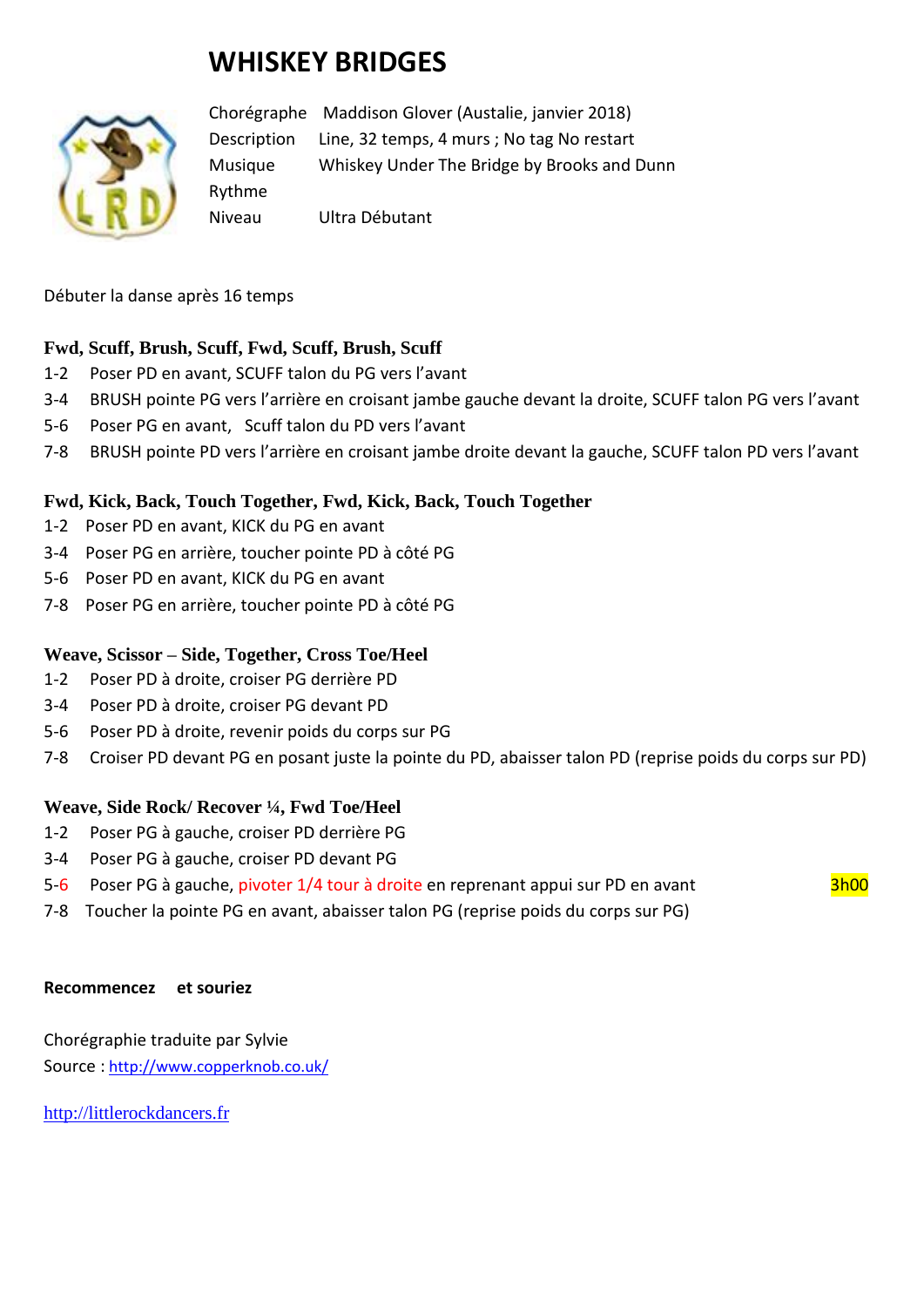# WHISKEY BRIDGES

| | |
|---|---|
| Chorégraphe | Maddison Glover (Austalie, janvier 2018) |
| Description | Line, 32 temps, 4 murs ; No tag No restart |
| Musique | Whiskey Under The Bridge by Brooks and Dunn |
| Rythme | |
| Niveau | Ultra Débutant |

Débuter la danse après 16 temps

**Fwd, Scuff, Brush, Scuff, Fwd, Scuff, Brush, Scuff**

1-2 Poser PD en avant, SCUFF talon du PG vers l'avant
3-4 BRUSH pointe PG vers l'arrière en croisant jambe gauche devant la droite, SCUFF talon PG vers l'avant
5-6 Poser PG en avant, Scuff talon du PD vers l'avant
7-8 BRUSH pointe PD vers l'arrière en croisant jambe droite devant la gauche, SCUFF talon PD vers l'avant

**Fwd, Kick, Back, Touch Together, Fwd, Kick, Back, Touch Together**

1-2 Poser PD en avant, KICK du PG en avant
3-4 Poser PG en arrière, toucher pointe PD à côté PG
5-6 Poser PD en avant, KICK du PG en avant
7-8 Poser PG en arrière, toucher pointe PD à côté PG

**Weave, Scissor – Side, Together, Cross Toe/Heel**

1-2 Poser PD à droite, croiser PG derrière PD
3-4 Poser PD à droite, croiser PG devant PD
5-6 Poser PD à droite, revenir poids du corps sur PG
7-8 Croiser PD devant PG en posant juste la pointe du PD, abaisser talon PD (reprise poids du corps sur PD)

**Weave, Side Rock/ Recover ¼, Fwd Toe/Heel**

1-2 Poser PG à gauche, croiser PD derrière PG
3-4 Poser PG à gauche, croiser PD devant PG
5-6 Poser PG à gauche, pivoter 1/4 tour à droite en reprenant appui sur PD en avant 3h00
7-8 Toucher la pointe PG en avant, abaisser talon PG (reprise poids du corps sur PG)

**Recommencez et souriez**

Chorégraphie traduite par Sylvie
Source : http://www.copperknob.co.uk/

http://littlerockdancers.fr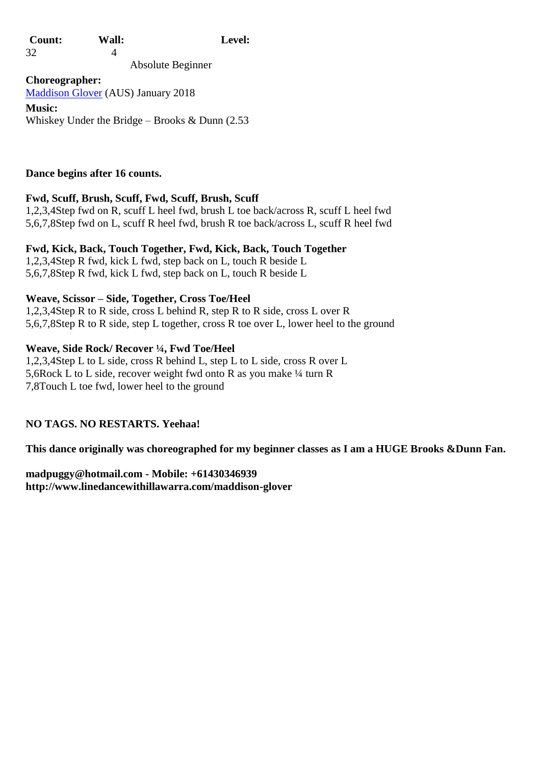**Count:** 32    **Wall:** 4    **Level:** Absolute Beginner

**Choreographer:**
Maddison Glover (AUS) January 2018

**Music:**
Whiskey Under the Bridge – Brooks & Dunn (2.53

**Dance begins after 16 counts.**

**Fwd, Scuff, Brush, Scuff, Fwd, Scuff, Brush, Scuff**
1,2,3,4Step fwd on R, scuff L heel fwd, brush L toe back/across R, scuff L heel fwd
5,6,7,8Step fwd on L, scuff R heel fwd, brush R toe back/across L, scuff R heel fwd

**Fwd, Kick, Back, Touch Together, Fwd, Kick, Back, Touch Together**
1,2,3,4Step R fwd, kick L fwd, step back on L, touch R beside L
5,6,7,8Step R fwd, kick L fwd, step back on L, touch R beside L

**Weave, Scissor – Side, Together, Cross Toe/Heel**
1,2,3,4Step R to R side, cross L behind R, step R to R side, cross L over R
5,6,7,8Step R to R side, step L together, cross R toe over L, lower heel to the ground

**Weave, Side Rock/ Recover ¼, Fwd Toe/Heel**
1,2,3,4Step L to L side, cross R behind L, step L to L side, cross R over L
5,6Rock L to L side, recover weight fwd onto R as you make ¼ turn R
7,8Touch L toe fwd, lower heel to the ground

**NO TAGS. NO RESTARTS. Yeehaa!**

**This dance originally was choreographed for my beginner classes as I am a HUGE Brooks &Dunn Fan.**

**madpuggy@hotmail.com - Mobile: +61430346939**
**http://www.linedancewithillawarra.com/maddison-glover**